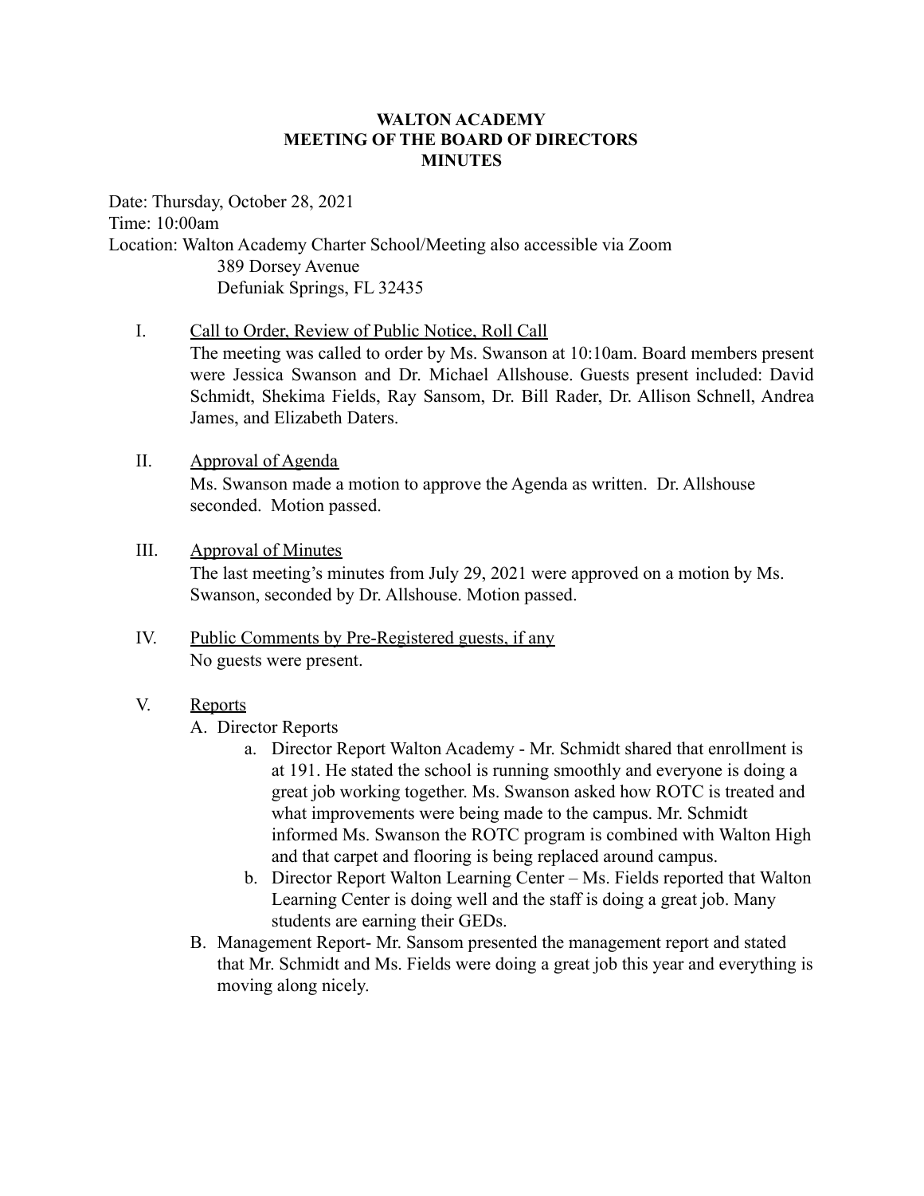# WALTON ACADEMY
## MEETING OF THE BOARD OF DIRECTORS
## MINUTES

Date: Thursday, October 28, 2021
Time: 10:00am
Location: Walton Academy Charter School/Meeting also accessible via Zoom
389 Dorsey Avenue
Defuniak Springs, FL 32435

I. Call to Order, Review of Public Notice, Roll Call
The meeting was called to order by Ms. Swanson at 10:10am. Board members present were Jessica Swanson and Dr. Michael Allshouse. Guests present included: David Schmidt, Shekima Fields, Ray Sansom, Dr. Bill Rader, Dr. Allison Schnell, Andrea James, and Elizabeth Daters.

II. Approval of Agenda
Ms. Swanson made a motion to approve the Agenda as written. Dr. Allshouse seconded. Motion passed.

III. Approval of Minutes
The last meeting's minutes from July 29, 2021 were approved on a motion by Ms. Swanson, seconded by Dr. Allshouse. Motion passed.

IV. Public Comments by Pre-Registered guests, if any
No guests were present.

V. Reports
   A. Director Reports
      a. Director Report Walton Academy - Mr. Schmidt shared that enrollment is at 191. He stated the school is running smoothly and everyone is doing a great job working together. Ms. Swanson asked how ROTC is treated and what improvements were being made to the campus. Mr. Schmidt informed Ms. Swanson the ROTC program is combined with Walton High and that carpet and flooring is being replaced around campus.
      b. Director Report Walton Learning Center – Ms. Fields reported that Walton Learning Center is doing well and the staff is doing a great job. Many students are earning their GEDs.
   B. Management Report- Mr. Sansom presented the management report and stated that Mr. Schmidt and Ms. Fields were doing a great job this year and everything is moving along nicely.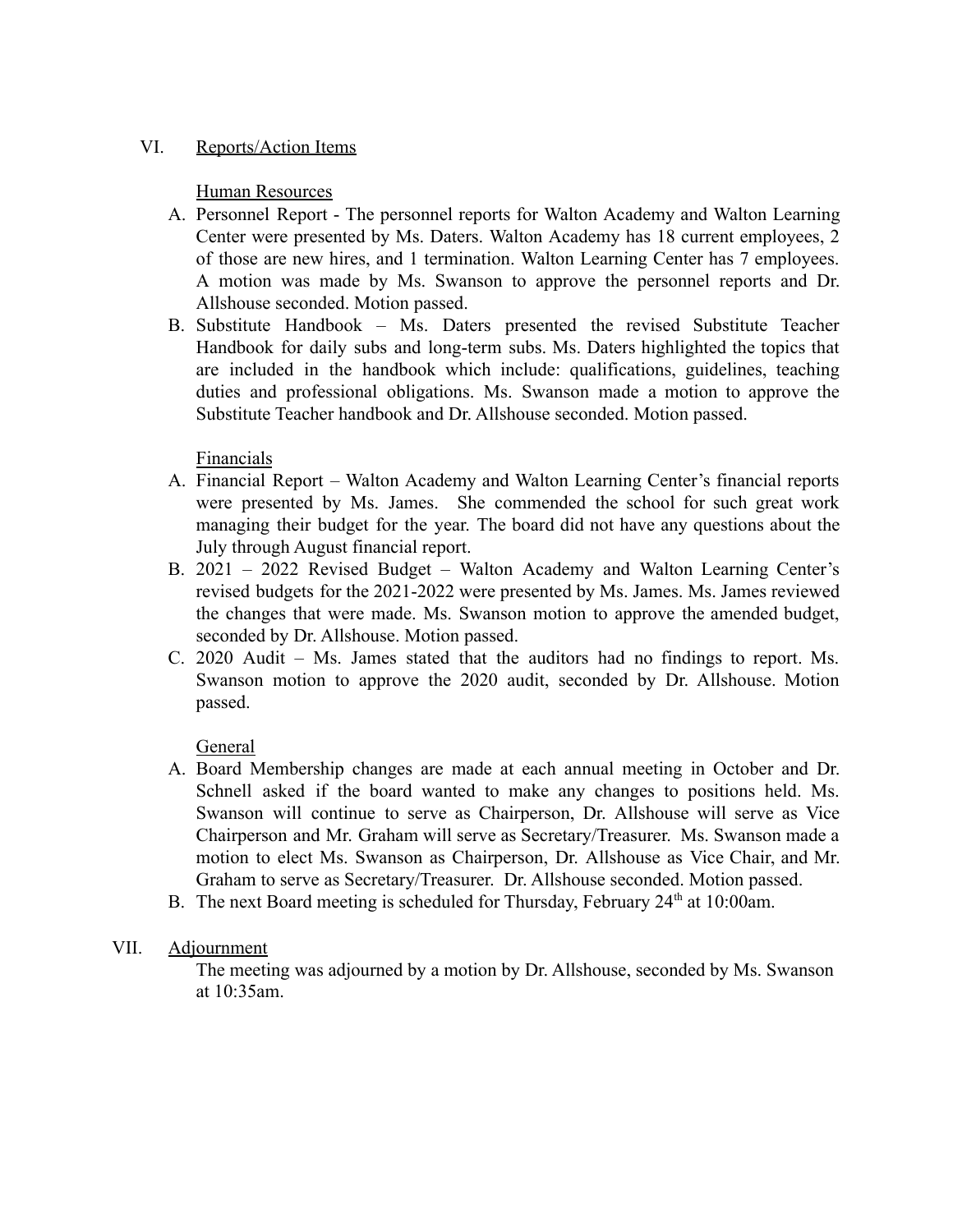## VI. Reports/Action Items

### Human Resources

A. Personnel Report - The personnel reports for Walton Academy and Walton Learning Center were presented by Ms. Daters. Walton Academy has 18 current employees, 2 of those are new hires, and 1 termination. Walton Learning Center has 7 employees. A motion was made by Ms. Swanson to approve the personnel reports and Dr. Allshouse seconded. Motion passed.
B. Substitute Handbook – Ms. Daters presented the revised Substitute Teacher Handbook for daily subs and long-term subs. Ms. Daters highlighted the topics that are included in the handbook which include: qualifications, guidelines, teaching duties and professional obligations. Ms. Swanson made a motion to approve the Substitute Teacher handbook and Dr. Allshouse seconded. Motion passed.

### Financials

A. Financial Report – Walton Academy and Walton Learning Center's financial reports were presented by Ms. James. She commended the school for such great work managing their budget for the year. The board did not have any questions about the July through August financial report.
B. 2021 – 2022 Revised Budget – Walton Academy and Walton Learning Center's revised budgets for the 2021-2022 were presented by Ms. James. Ms. James reviewed the changes that were made. Ms. Swanson motion to approve the amended budget, seconded by Dr. Allshouse. Motion passed.
C. 2020 Audit – Ms. James stated that the auditors had no findings to report. Ms. Swanson motion to approve the 2020 audit, seconded by Dr. Allshouse. Motion passed.

### General

A. Board Membership changes are made at each annual meeting in October and Dr. Schnell asked if the board wanted to make any changes to positions held. Ms. Swanson will continue to serve as Chairperson, Dr. Allshouse will serve as Vice Chairperson and Mr. Graham will serve as Secretary/Treasurer. Ms. Swanson made a motion to elect Ms. Swanson as Chairperson, Dr. Allshouse as Vice Chair, and Mr. Graham to serve as Secretary/Treasurer. Dr. Allshouse seconded. Motion passed.
B. The next Board meeting is scheduled for Thursday, February 24th at 10:00am.

## VII. Adjournment

The meeting was adjourned by a motion by Dr. Allshouse, seconded by Ms. Swanson at 10:35am.